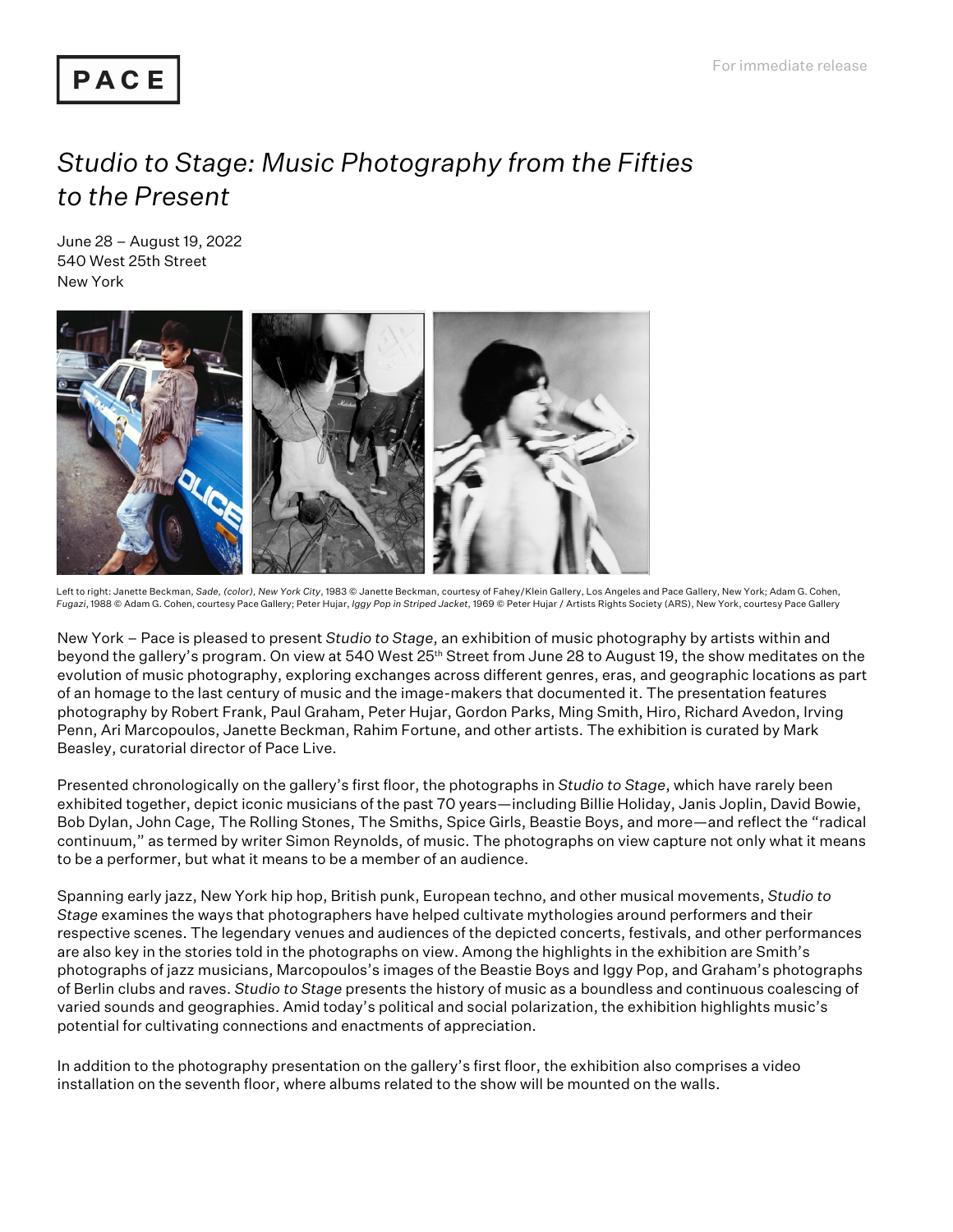PACE

For immediate release

# *Studio to Stage: Music Photography from the Fifties to the Present*

June 28 – August 19, 2022
540 West 25th Street
New York

Left to right: Janette Beckman, *Sade, (color), New York City*, 1983 © Janette Beckman, courtesy of Fahey/Klein Gallery, Los Angeles and Pace Gallery, New York; Adam G. Cohen, *Fugazi*, 1988 © Adam G. Cohen, courtesy Pace Gallery; Peter Hujar, *Iggy Pop in Striped Jacket*, 1969 © Peter Hujar / Artists Rights Society (ARS), New York, courtesy Pace Gallery

New York – Pace is pleased to present *Studio to Stage*, an exhibition of music photography by artists within and beyond the gallery's program. On view at 540 West 25th Street from June 28 to August 19, the show meditates on the evolution of music photography, exploring exchanges across different genres, eras, and geographic locations as part of an homage to the last century of music and the image-makers that documented it. The presentation features photography by Robert Frank, Paul Graham, Peter Hujar, Gordon Parks, Ming Smith, Hiro, Richard Avedon, Irving Penn, Ari Marcopoulos, Janette Beckman, Rahim Fortune, and other artists. The exhibition is curated by Mark Beasley, curatorial director of Pace Live.

Presented chronologically on the gallery's first floor, the photographs in *Studio to Stage*, which have rarely been exhibited together, depict iconic musicians of the past 70 years—including Billie Holiday, Janis Joplin, David Bowie, Bob Dylan, John Cage, The Rolling Stones, The Smiths, Spice Girls, Beastie Boys, and more—and reflect the "radical continuum," as termed by writer Simon Reynolds, of music. The photographs on view capture not only what it means to be a performer, but what it means to be a member of an audience.

Spanning early jazz, New York hip hop, British punk, European techno, and other musical movements, *Studio to Stage* examines the ways that photographers have helped cultivate mythologies around performers and their respective scenes. The legendary venues and audiences of the depicted concerts, festivals, and other performances are also key in the stories told in the photographs on view. Among the highlights in the exhibition are Smith's photographs of jazz musicians, Marcopoulos's images of the Beastie Boys and Iggy Pop, and Graham's photographs of Berlin clubs and raves. *Studio to Stage* presents the history of music as a boundless and continuous coalescing of varied sounds and geographies. Amid today's political and social polarization, the exhibition highlights music's potential for cultivating connections and enactments of appreciation.

In addition to the photography presentation on the gallery's first floor, the exhibition also comprises a video installation on the seventh floor, where albums related to the show will be mounted on the walls.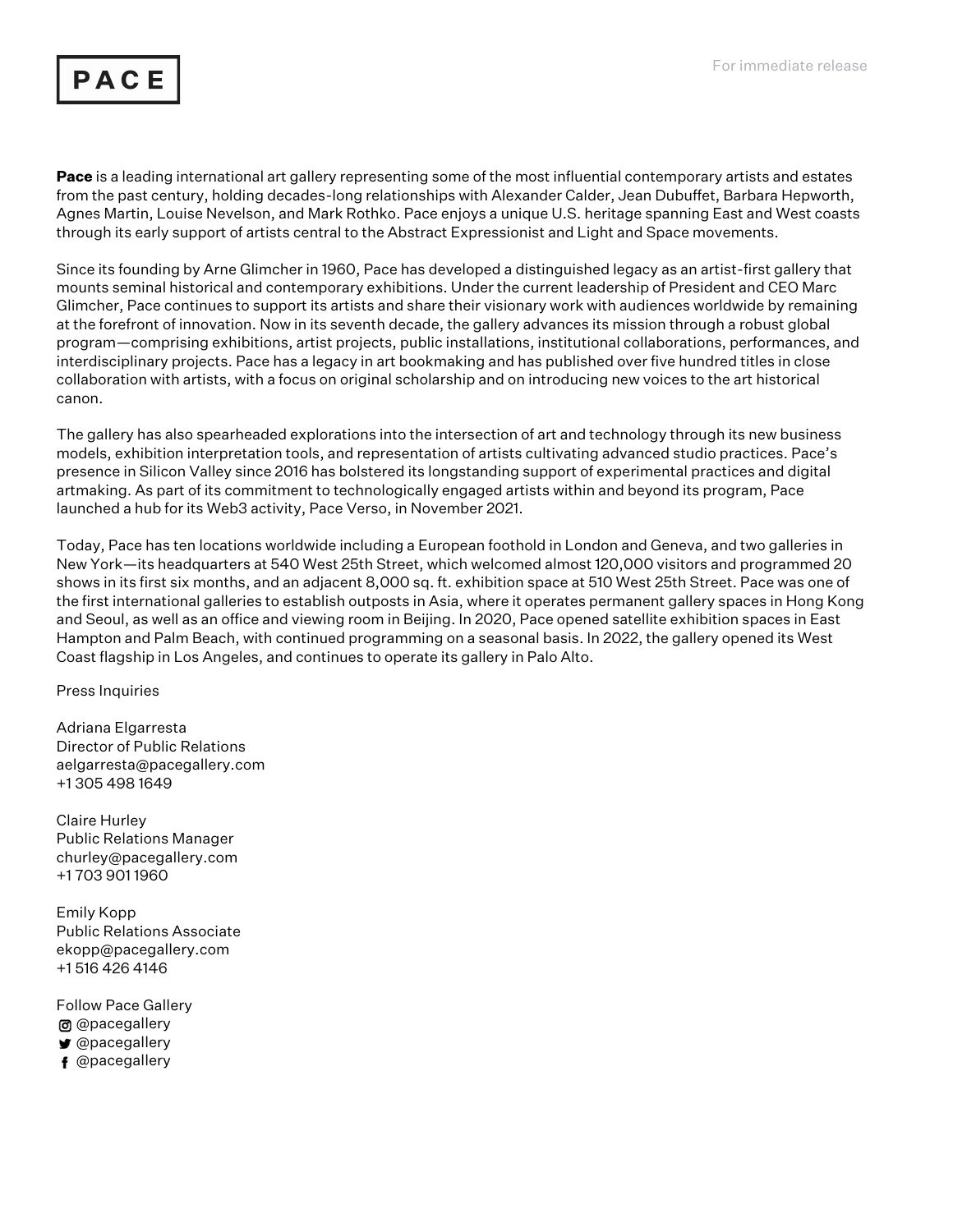**PACE**

For immediate release

**Pace** is a leading international art gallery representing some of the most influential contemporary artists and estates from the past century, holding decades-long relationships with Alexander Calder, Jean Dubuffet, Barbara Hepworth, Agnes Martin, Louise Nevelson, and Mark Rothko. Pace enjoys a unique U.S. heritage spanning East and West coasts through its early support of artists central to the Abstract Expressionist and Light and Space movements.

Since its founding by Arne Glimcher in 1960, Pace has developed a distinguished legacy as an artist-first gallery that mounts seminal historical and contemporary exhibitions. Under the current leadership of President and CEO Marc Glimcher, Pace continues to support its artists and share their visionary work with audiences worldwide by remaining at the forefront of innovation. Now in its seventh decade, the gallery advances its mission through a robust global program—comprising exhibitions, artist projects, public installations, institutional collaborations, performances, and interdisciplinary projects. Pace has a legacy in art bookmaking and has published over five hundred titles in close collaboration with artists, with a focus on original scholarship and on introducing new voices to the art historical canon.

The gallery has also spearheaded explorations into the intersection of art and technology through its new business models, exhibition interpretation tools, and representation of artists cultivating advanced studio practices. Pace's presence in Silicon Valley since 2016 has bolstered its longstanding support of experimental practices and digital artmaking. As part of its commitment to technologically engaged artists within and beyond its program, Pace launched a hub for its Web3 activity, Pace Verso, in November 2021.

Today, Pace has ten locations worldwide including a European foothold in London and Geneva, and two galleries in New York—its headquarters at 540 West 25th Street, which welcomed almost 120,000 visitors and programmed 20 shows in its first six months, and an adjacent 8,000 sq. ft. exhibition space at 510 West 25th Street. Pace was one of the first international galleries to establish outposts in Asia, where it operates permanent gallery spaces in Hong Kong and Seoul, as well as an office and viewing room in Beijing. In 2020, Pace opened satellite exhibition spaces in East Hampton and Palm Beach, with continued programming on a seasonal basis. In 2022, the gallery opened its West Coast flagship in Los Angeles, and continues to operate its gallery in Palo Alto.

Press Inquiries

Adriana Elgarresta
Director of Public Relations
aelgarresta@pacegallery.com
+1 305 498 1649

Claire Hurley
Public Relations Manager
churley@pacegallery.com
+1 703 901 1960

Emily Kopp
Public Relations Associate
ekopp@pacegallery.com
+1 516 426 4146

Follow Pace Gallery
@pacegallery
@pacegallery
@pacegallery